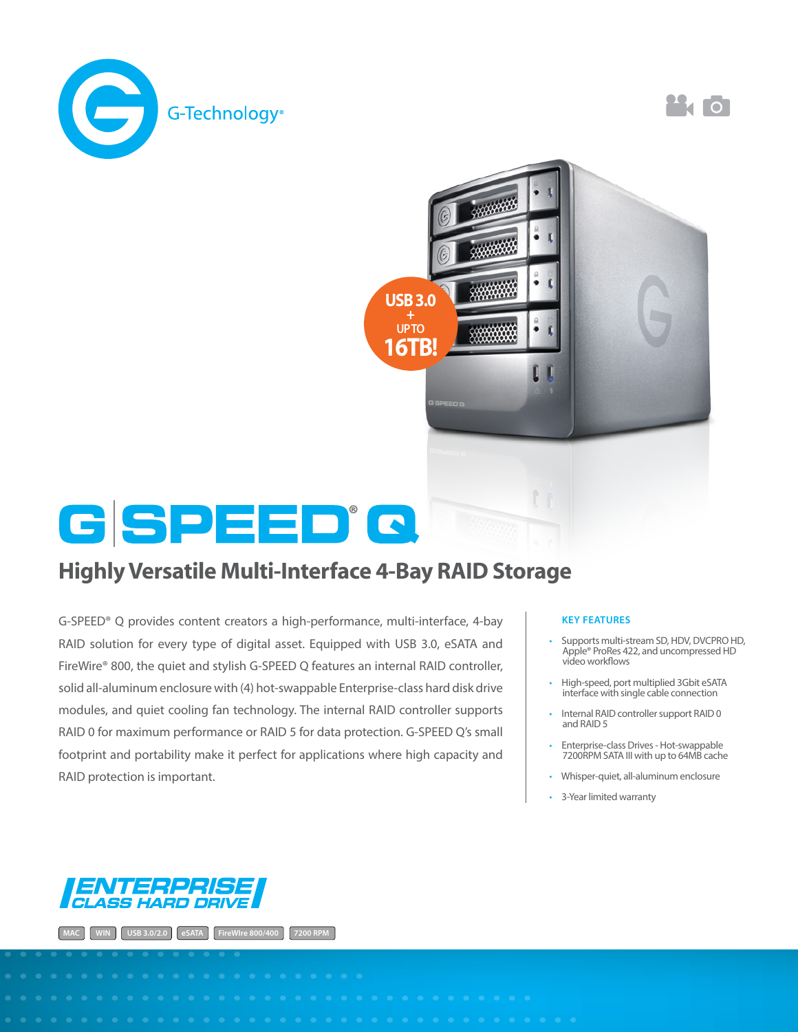G-Technology®

USB 3.0 + UP TO 16TB!

# G|SPEED® Q

## Highly Versatile Multi-Interface 4-Bay RAID Storage

G-SPEED® Q provides content creators a high-performance, multi-interface, 4-bay RAID solution for every type of digital asset. Equipped with USB 3.0, eSATA and FireWire® 800, the quiet and stylish G-SPEED Q features an internal RAID controller, solid all-aluminum enclosure with (4) hot-swappable Enterprise-class hard disk drive modules, and quiet cooling fan technology. The internal RAID controller supports RAID 0 for maximum performance or RAID 5 for data protection. G-SPEED Q's small footprint and portability make it perfect for applications where high capacity and RAID protection is important.

### KEY FEATURES

- Supports multi-stream SD, HDV, DVCPRO HD, Apple® ProRes 422, and uncompressed HD video workflows
- High-speed, port multiplied 3Gbit eSATA interface with single cable connection
- Internal RAID controller support RAID 0 and RAID 5
- Enterprise-class Drives - Hot-swappable 7200RPM SATA III with up to 64MB cache
- Whisper-quiet, all-aluminum enclosure
- 3-Year limited warranty

ENTERPRISE CLASS HARD DRIVE

MAC | WIN | USB 3.0/2.0 | eSATA | FireWire 800/400 | 7200 RPM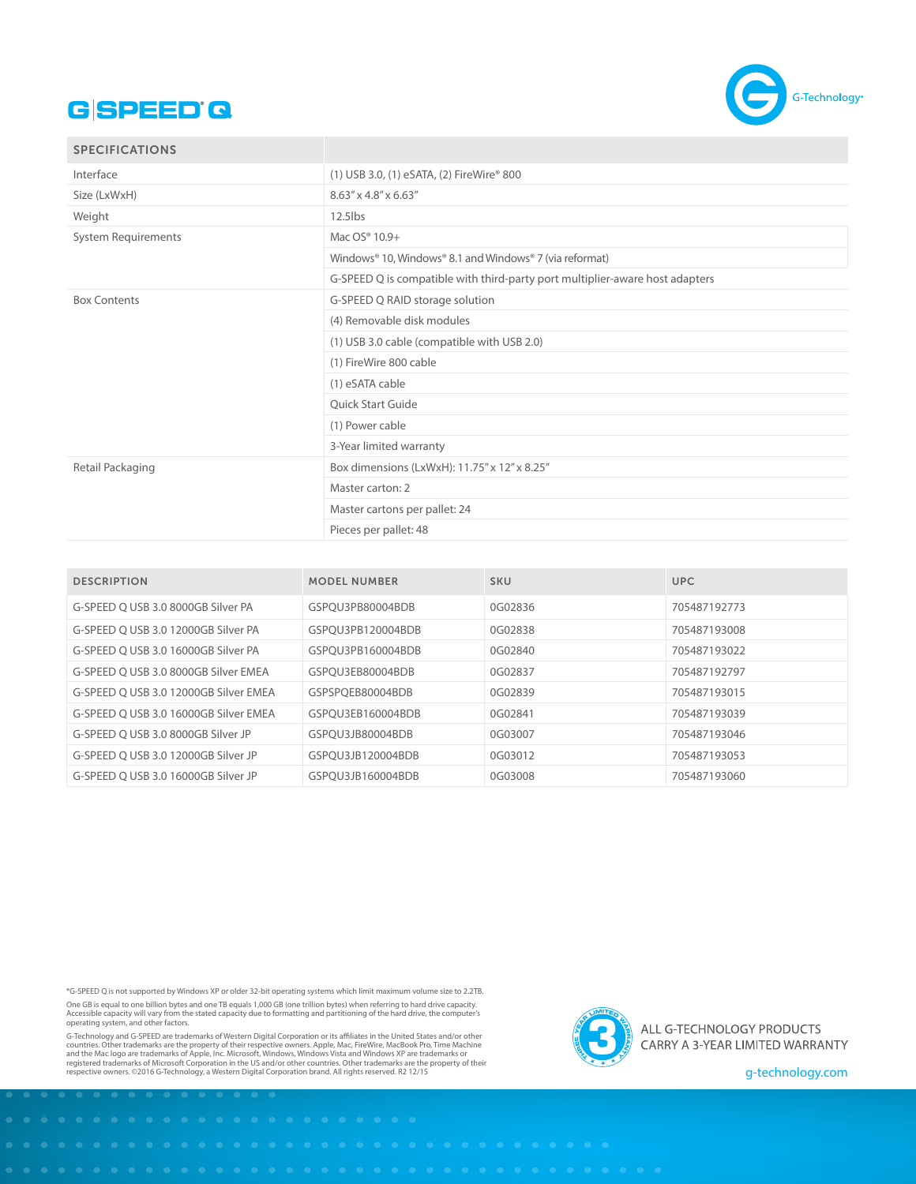# G|SPEED® Q

G-Technology®

| SPECIFICATIONS | |
|---|---|
| Interface | (1) USB 3.0, (1) eSATA, (2) FireWire® 800 |
| Size (LxWxH) | 8.63" x 4.8" x 6.63" |
| Weight | 12.5lbs |
| System Requirements | Mac OS® 10.9+ |
| | Windows® 10, Windows® 8.1 and Windows® 7 (via reformat) |
| | G-SPEED Q is compatible with third-party port multiplier-aware host adapters |
| Box Contents | G-SPEED Q RAID storage solution |
| | (4) Removable disk modules |
| | (1) USB 3.0 cable (compatible with USB 2.0) |
| | (1) FireWire 800 cable |
| | (1) eSATA cable |
| | Quick Start Guide |
| | (1) Power cable |
| | 3-Year limited warranty |
| Retail Packaging | Box dimensions (LxWxH): 11.75" x 12" x 8.25" |
| | Master carton: 2 |
| | Master cartons per pallet: 24 |
| | Pieces per pallet: 48 |

| DESCRIPTION | MODEL NUMBER | SKU | UPC |
|---|---|---|---|
| G-SPEED Q USB 3.0 8000GB Silver PA | GSPQU3PB80004BDB | 0G02836 | 705487192773 |
| G-SPEED Q USB 3.0 12000GB Silver PA | GSPQU3PB120004BDB | 0G02838 | 705487193008 |
| G-SPEED Q USB 3.0 16000GB Silver PA | GSPQU3PB160004BDB | 0G02840 | 705487193022 |
| G-SPEED Q USB 3.0 8000GB Silver EMEA | GSPQU3EB80004BDB | 0G02837 | 705487192797 |
| G-SPEED Q USB 3.0 12000GB Silver EMEA | GSPSPQEB80004BDB | 0G02839 | 705487193015 |
| G-SPEED Q USB 3.0 16000GB Silver EMEA | GSPQU3EB160004BDB | 0G02841 | 705487193039 |
| G-SPEED Q USB 3.0 8000GB Silver JP | GSPQU3JB80004BDB | 0G03007 | 705487193046 |
| G-SPEED Q USB 3.0 12000GB Silver JP | GSPQU3JB120004BDB | 0G03012 | 705487193053 |
| G-SPEED Q USB 3.0 16000GB Silver JP | GSPQU3JB160004BDB | 0G03008 | 705487193060 |

*G-SPEED Q is not supported by Windows XP or older 32-bit operating systems which limit maximum volume size to 2.2TB.

One GB is equal to one billion bytes and one TB equals 1,000 GB (one trillion bytes) when referring to hard drive capacity. Accessible capacity will vary from the stated capacity due to formatting and partitioning of the hard drive, the computer's operating system, and other factors.

G-Technology and G-SPEED are trademarks of Western Digital Corporation or its affiliates in the United States and/or other countries. Other trademarks are the property of their respective owners. Apple, Mac, FireWire, MacBook Pro, Time Machine and the Mac logo are trademarks of Apple, Inc. Microsoft, Windows, Windows Vista and Windows XP are trademarks or registered trademarks of Microsoft Corporation in the US and/or other countries. Other trademarks are the property of their respective owners. ©2016 G-Technology, a Western Digital Corporation brand. All rights reserved. R2 12/15

ALL G-TECHNOLOGY PRODUCTS CARRY A 3-YEAR LIMITED WARRANTY

g-technology.com